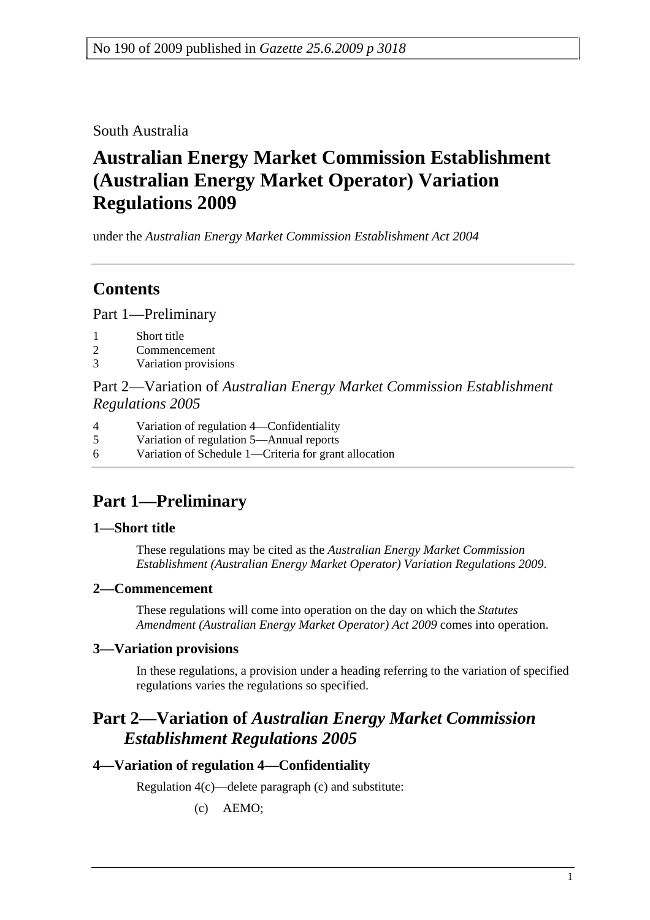No 190 of 2009 published in *Gazette 25.6.2009 p 3018*

South Australia

# Australian Energy Market Commission Establishment (Australian Energy Market Operator) Variation Regulations 2009

under the *Australian Energy Market Commission Establishment Act 2004*

## Contents

Part 1—Preliminary

1 Short title
2 Commencement
3 Variation provisions

Part 2—Variation of *Australian Energy Market Commission Establishment Regulations 2005*

4 Variation of regulation 4—Confidentiality
5 Variation of regulation 5—Annual reports
6 Variation of Schedule 1—Criteria for grant allocation

## Part 1—Preliminary

### 1—Short title

These regulations may be cited as the *Australian Energy Market Commission Establishment (Australian Energy Market Operator) Variation Regulations 2009*.

### 2—Commencement

These regulations will come into operation on the day on which the *Statutes Amendment (Australian Energy Market Operator) Act 2009* comes into operation.

### 3—Variation provisions

In these regulations, a provision under a heading referring to the variation of specified regulations varies the regulations so specified.

## Part 2—Variation of *Australian Energy Market Commission Establishment Regulations 2005*

### 4—Variation of regulation 4—Confidentiality

Regulation 4(c)—delete paragraph (c) and substitute:

(c) AEMO;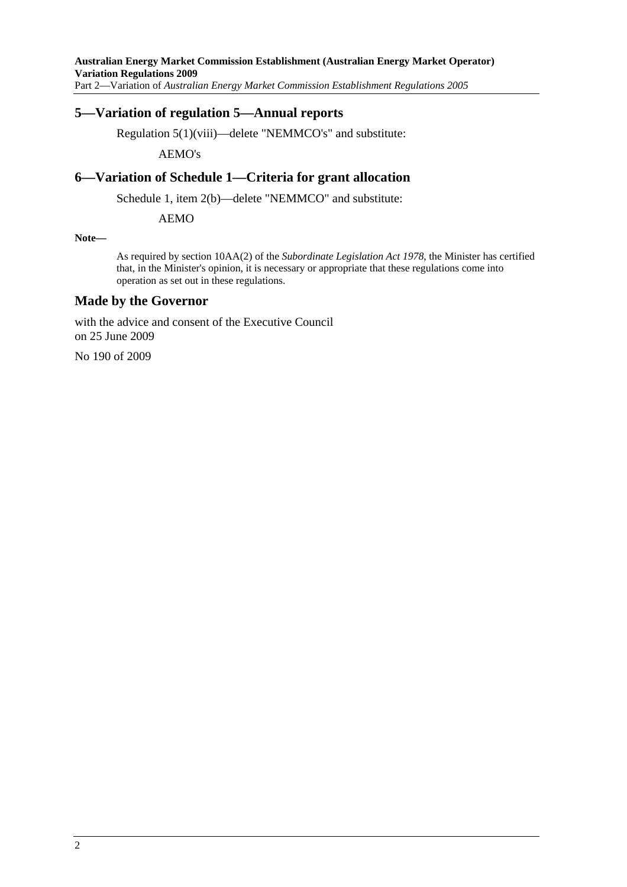## 5—Variation of regulation 5—Annual reports

Regulation 5(1)(viii)—delete "NEMMCO's" and substitute:

AEMO's

## 6—Variation of Schedule 1—Criteria for grant allocation

Schedule 1, item 2(b)—delete "NEMMCO" and substitute:

AEMO

**Note—**

As required by section 10AA(2) of the *Subordinate Legislation Act 1978*, the Minister has certified that, in the Minister's opinion, it is necessary or appropriate that these regulations come into operation as set out in these regulations.

## Made by the Governor

with the advice and consent of the Executive Council on 25 June 2009

No 190 of 2009